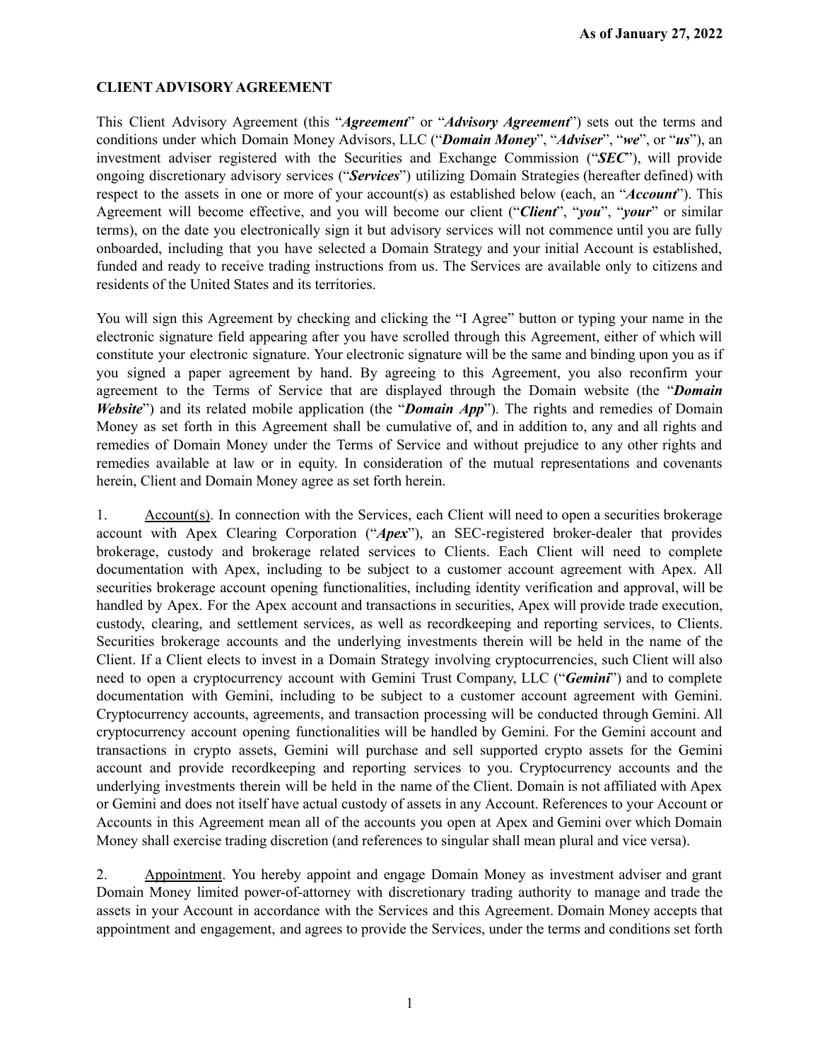As of January 27, 2022

**CLIENT ADVISORY AGREEMENT**

This Client Advisory Agreement (this "***Agreement***" or "***Advisory Agreement***") sets out the terms and conditions under which Domain Money Advisors, LLC ("***Domain Money***", "***Adviser***", "***we***", or "***us***"), an investment adviser registered with the Securities and Exchange Commission ("***SEC***"), will provide ongoing discretionary advisory services ("***Services***") utilizing Domain Strategies (hereafter defined) with respect to the assets in one or more of your account(s) as established below (each, an "***Account***"). This Agreement will become effective, and you will become our client ("***Client***", "***you***", "***your***" or similar terms), on the date you electronically sign it but advisory services will not commence until you are fully onboarded, including that you have selected a Domain Strategy and your initial Account is established, funded and ready to receive trading instructions from us. The Services are available only to citizens and residents of the United States and its territories.

You will sign this Agreement by checking and clicking the "I Agree" button or typing your name in the electronic signature field appearing after you have scrolled through this Agreement, either of which will constitute your electronic signature. Your electronic signature will be the same and binding upon you as if you signed a paper agreement by hand. By agreeing to this Agreement, you also reconfirm your agreement to the Terms of Service that are displayed through the Domain website (the "***Domain Website***") and its related mobile application (the "***Domain App***"). The rights and remedies of Domain Money as set forth in this Agreement shall be cumulative of, and in addition to, any and all rights and remedies of Domain Money under the Terms of Service and without prejudice to any other rights and remedies available at law or in equity. In consideration of the mutual representations and covenants herein, Client and Domain Money agree as set forth herein.

1. Account(s). In connection with the Services, each Client will need to open a securities brokerage account with Apex Clearing Corporation ("***Apex***"), an SEC-registered broker-dealer that provides brokerage, custody and brokerage related services to Clients. Each Client will need to complete documentation with Apex, including to be subject to a customer account agreement with Apex. All securities brokerage account opening functionalities, including identity verification and approval, will be handled by Apex. For the Apex account and transactions in securities, Apex will provide trade execution, custody, clearing, and settlement services, as well as recordkeeping and reporting services, to Clients. Securities brokerage accounts and the underlying investments therein will be held in the name of the Client. If a Client elects to invest in a Domain Strategy involving cryptocurrencies, such Client will also need to open a cryptocurrency account with Gemini Trust Company, LLC ("***Gemini***") and to complete documentation with Gemini, including to be subject to a customer account agreement with Gemini. Cryptocurrency accounts, agreements, and transaction processing will be conducted through Gemini. All cryptocurrency account opening functionalities will be handled by Gemini. For the Gemini account and transactions in crypto assets, Gemini will purchase and sell supported crypto assets for the Gemini account and provide recordkeeping and reporting services to you. Cryptocurrency accounts and the underlying investments therein will be held in the name of the Client. Domain is not affiliated with Apex or Gemini and does not itself have actual custody of assets in any Account. References to your Account or Accounts in this Agreement mean all of the accounts you open at Apex and Gemini over which Domain Money shall exercise trading discretion (and references to singular shall mean plural and vice versa).

2. Appointment. You hereby appoint and engage Domain Money as investment adviser and grant Domain Money limited power-of-attorney with discretionary trading authority to manage and trade the assets in your Account in accordance with the Services and this Agreement. Domain Money accepts that appointment and engagement, and agrees to provide the Services, under the terms and conditions set forth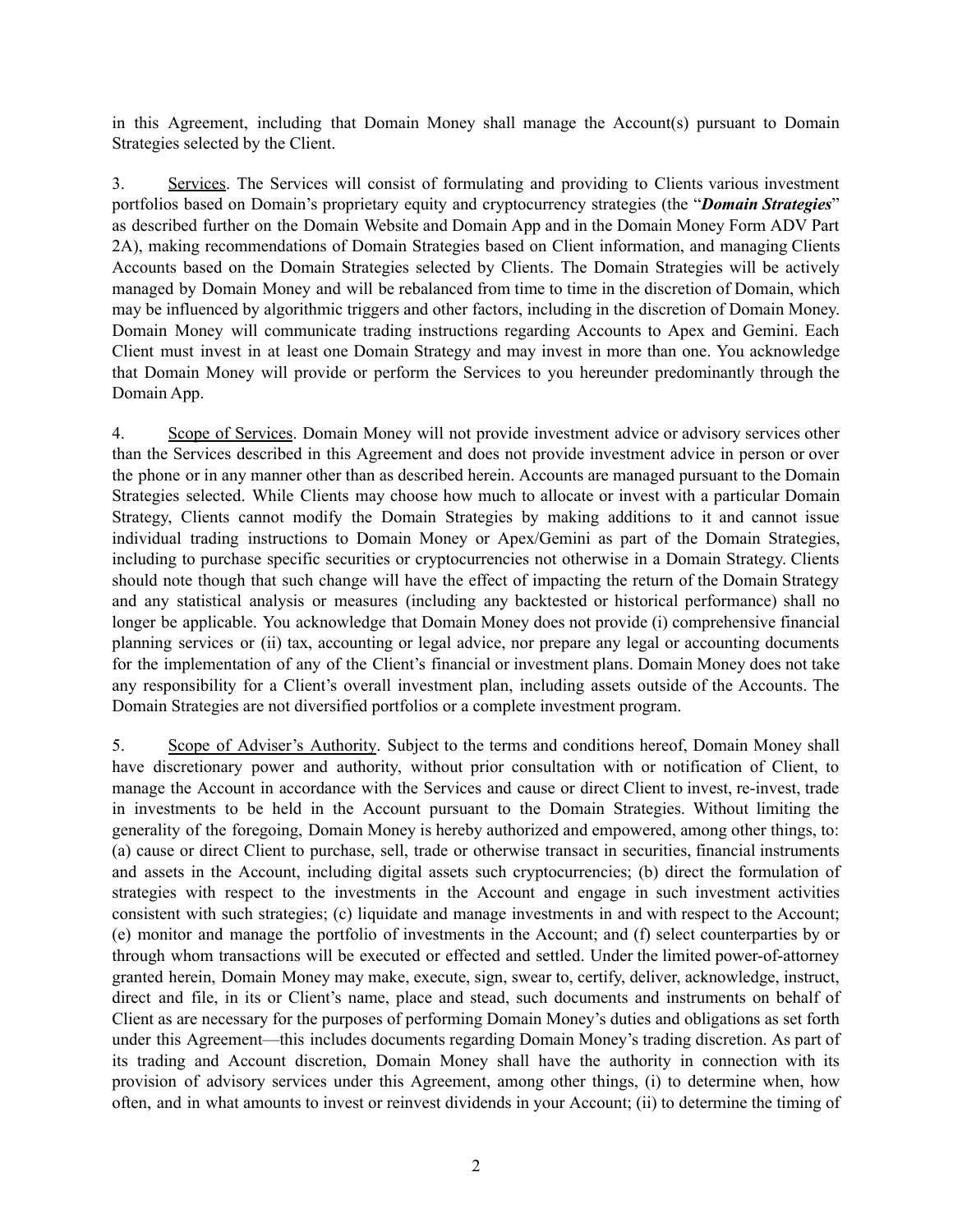in this Agreement, including that Domain Money shall manage the Account(s) pursuant to Domain Strategies selected by the Client.

3. <u>Services</u>. The Services will consist of formulating and providing to Clients various investment portfolios based on Domain's proprietary equity and cryptocurrency strategies (the "***Domain Strategies***" as described further on the Domain Website and Domain App and in the Domain Money Form ADV Part 2A), making recommendations of Domain Strategies based on Client information, and managing Clients Accounts based on the Domain Strategies selected by Clients. The Domain Strategies will be actively managed by Domain Money and will be rebalanced from time to time in the discretion of Domain, which may be influenced by algorithmic triggers and other factors, including in the discretion of Domain Money. Domain Money will communicate trading instructions regarding Accounts to Apex and Gemini. Each Client must invest in at least one Domain Strategy and may invest in more than one. You acknowledge that Domain Money will provide or perform the Services to you hereunder predominantly through the Domain App.

4. <u>Scope of Services</u>. Domain Money will not provide investment advice or advisory services other than the Services described in this Agreement and does not provide investment advice in person or over the phone or in any manner other than as described herein. Accounts are managed pursuant to the Domain Strategies selected. While Clients may choose how much to allocate or invest with a particular Domain Strategy, Clients cannot modify the Domain Strategies by making additions to it and cannot issue individual trading instructions to Domain Money or Apex/Gemini as part of the Domain Strategies, including to purchase specific securities or cryptocurrencies not otherwise in a Domain Strategy. Clients should note though that such change will have the effect of impacting the return of the Domain Strategy and any statistical analysis or measures (including any backtested or historical performance) shall no longer be applicable. You acknowledge that Domain Money does not provide (i) comprehensive financial planning services or (ii) tax, accounting or legal advice, nor prepare any legal or accounting documents for the implementation of any of the Client's financial or investment plans. Domain Money does not take any responsibility for a Client's overall investment plan, including assets outside of the Accounts. The Domain Strategies are not diversified portfolios or a complete investment program.

5. <u>Scope of Adviser's Authority</u>. Subject to the terms and conditions hereof, Domain Money shall have discretionary power and authority, without prior consultation with or notification of Client, to manage the Account in accordance with the Services and cause or direct Client to invest, re-invest, trade in investments to be held in the Account pursuant to the Domain Strategies. Without limiting the generality of the foregoing, Domain Money is hereby authorized and empowered, among other things, to: (a) cause or direct Client to purchase, sell, trade or otherwise transact in securities, financial instruments and assets in the Account, including digital assets such cryptocurrencies; (b) direct the formulation of strategies with respect to the investments in the Account and engage in such investment activities consistent with such strategies; (c) liquidate and manage investments in and with respect to the Account; (e) monitor and manage the portfolio of investments in the Account; and (f) select counterparties by or through whom transactions will be executed or effected and settled. Under the limited power-of-attorney granted herein, Domain Money may make, execute, sign, swear to, certify, deliver, acknowledge, instruct, direct and file, in its or Client's name, place and stead, such documents and instruments on behalf of Client as are necessary for the purposes of performing Domain Money's duties and obligations as set forth under this Agreement—this includes documents regarding Domain Money's trading discretion. As part of its trading and Account discretion, Domain Money shall have the authority in connection with its provision of advisory services under this Agreement, among other things, (i) to determine when, how often, and in what amounts to invest or reinvest dividends in your Account; (ii) to determine the timing of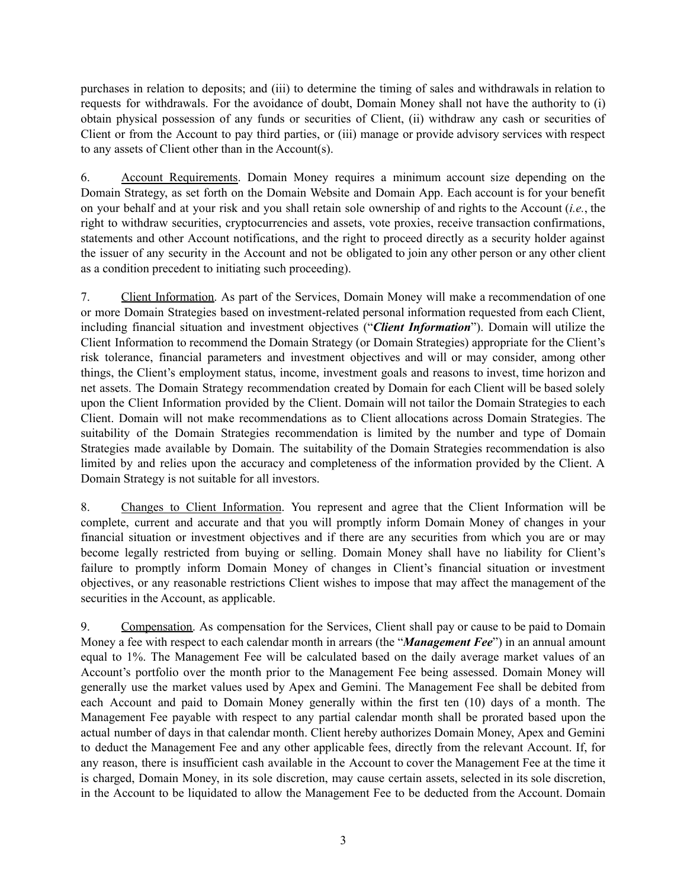purchases in relation to deposits; and (iii) to determine the timing of sales and withdrawals in relation to requests for withdrawals. For the avoidance of doubt, Domain Money shall not have the authority to (i) obtain physical possession of any funds or securities of Client, (ii) withdraw any cash or securities of Client or from the Account to pay third parties, or (iii) manage or provide advisory services with respect to any assets of Client other than in the Account(s).

6. Account Requirements. Domain Money requires a minimum account size depending on the Domain Strategy, as set forth on the Domain Website and Domain App. Each account is for your benefit on your behalf and at your risk and you shall retain sole ownership of and rights to the Account (*i.e.*, the right to withdraw securities, cryptocurrencies and assets, vote proxies, receive transaction confirmations, statements and other Account notifications, and the right to proceed directly as a security holder against the issuer of any security in the Account and not be obligated to join any other person or any other client as a condition precedent to initiating such proceeding).

7. Client Information. As part of the Services, Domain Money will make a recommendation of one or more Domain Strategies based on investment-related personal information requested from each Client, including financial situation and investment objectives ("***Client Information***"). Domain will utilize the Client Information to recommend the Domain Strategy (or Domain Strategies) appropriate for the Client's risk tolerance, financial parameters and investment objectives and will or may consider, among other things, the Client's employment status, income, investment goals and reasons to invest, time horizon and net assets. The Domain Strategy recommendation created by Domain for each Client will be based solely upon the Client Information provided by the Client. Domain will not tailor the Domain Strategies to each Client. Domain will not make recommendations as to Client allocations across Domain Strategies. The suitability of the Domain Strategies recommendation is limited by the number and type of Domain Strategies made available by Domain. The suitability of the Domain Strategies recommendation is also limited by and relies upon the accuracy and completeness of the information provided by the Client. A Domain Strategy is not suitable for all investors.

8. Changes to Client Information. You represent and agree that the Client Information will be complete, current and accurate and that you will promptly inform Domain Money of changes in your financial situation or investment objectives and if there are any securities from which you are or may become legally restricted from buying or selling. Domain Money shall have no liability for Client's failure to promptly inform Domain Money of changes in Client's financial situation or investment objectives, or any reasonable restrictions Client wishes to impose that may affect the management of the securities in the Account, as applicable.

9. Compensation. As compensation for the Services, Client shall pay or cause to be paid to Domain Money a fee with respect to each calendar month in arrears (the "***Management Fee***") in an annual amount equal to 1%. The Management Fee will be calculated based on the daily average market values of an Account's portfolio over the month prior to the Management Fee being assessed. Domain Money will generally use the market values used by Apex and Gemini. The Management Fee shall be debited from each Account and paid to Domain Money generally within the first ten (10) days of a month. The Management Fee payable with respect to any partial calendar month shall be prorated based upon the actual number of days in that calendar month. Client hereby authorizes Domain Money, Apex and Gemini to deduct the Management Fee and any other applicable fees, directly from the relevant Account. If, for any reason, there is insufficient cash available in the Account to cover the Management Fee at the time it is charged, Domain Money, in its sole discretion, may cause certain assets, selected in its sole discretion, in the Account to be liquidated to allow the Management Fee to be deducted from the Account. Domain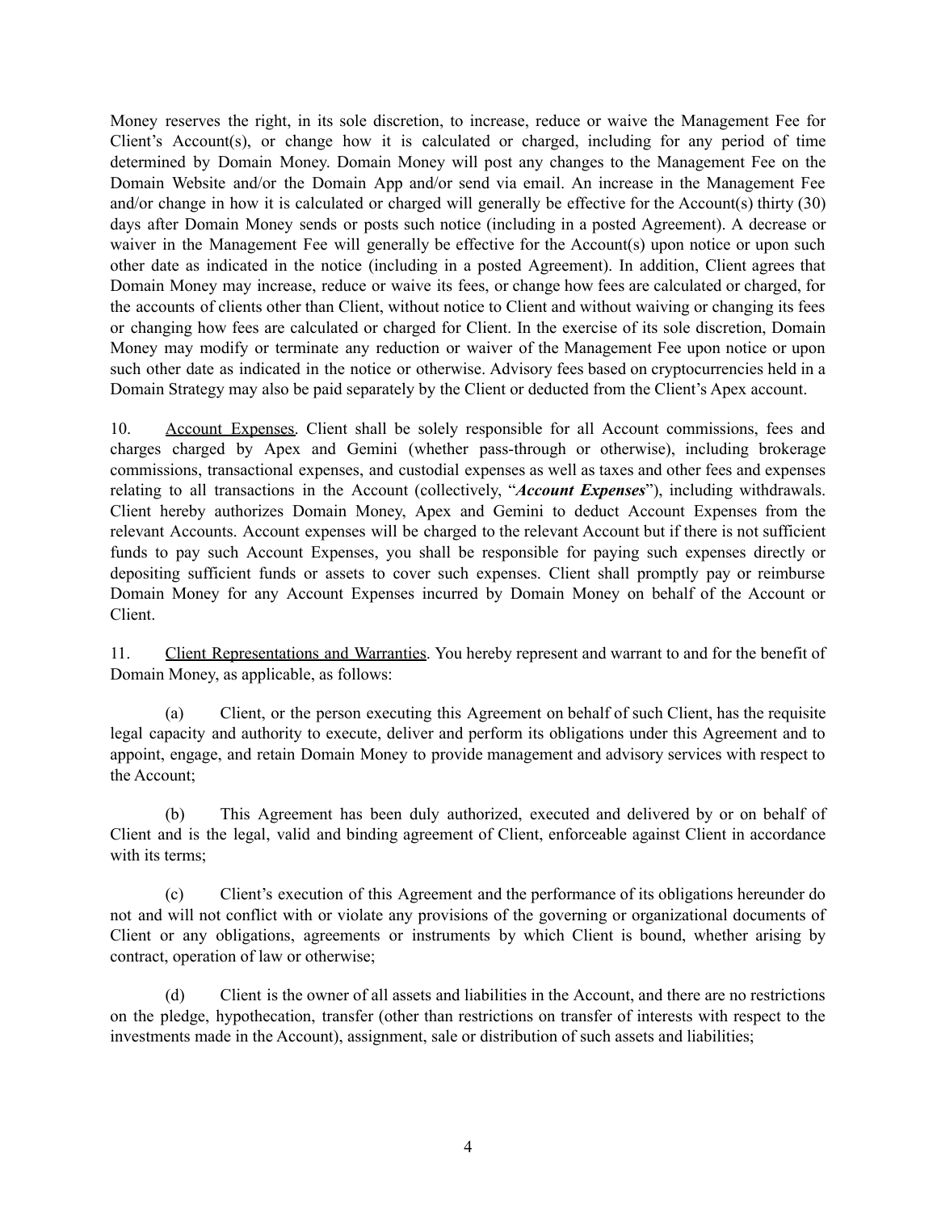Money reserves the right, in its sole discretion, to increase, reduce or waive the Management Fee for Client's Account(s), or change how it is calculated or charged, including for any period of time determined by Domain Money. Domain Money will post any changes to the Management Fee on the Domain Website and/or the Domain App and/or send via email. An increase in the Management Fee and/or change in how it is calculated or charged will generally be effective for the Account(s) thirty (30) days after Domain Money sends or posts such notice (including in a posted Agreement). A decrease or waiver in the Management Fee will generally be effective for the Account(s) upon notice or upon such other date as indicated in the notice (including in a posted Agreement). In addition, Client agrees that Domain Money may increase, reduce or waive its fees, or change how fees are calculated or charged, for the accounts of clients other than Client, without notice to Client and without waiving or changing its fees or changing how fees are calculated or charged for Client. In the exercise of its sole discretion, Domain Money may modify or terminate any reduction or waiver of the Management Fee upon notice or upon such other date as indicated in the notice or otherwise. Advisory fees based on cryptocurrencies held in a Domain Strategy may also be paid separately by the Client or deducted from the Client's Apex account.

10. Account Expenses. Client shall be solely responsible for all Account commissions, fees and charges charged by Apex and Gemini (whether pass-through or otherwise), including brokerage commissions, transactional expenses, and custodial expenses as well as taxes and other fees and expenses relating to all transactions in the Account (collectively, "***Account Expenses***"), including withdrawals. Client hereby authorizes Domain Money, Apex and Gemini to deduct Account Expenses from the relevant Accounts. Account expenses will be charged to the relevant Account but if there is not sufficient funds to pay such Account Expenses, you shall be responsible for paying such expenses directly or depositing sufficient funds or assets to cover such expenses. Client shall promptly pay or reimburse Domain Money for any Account Expenses incurred by Domain Money on behalf of the Account or Client.

11. Client Representations and Warranties. You hereby represent and warrant to and for the benefit of Domain Money, as applicable, as follows:

(a) Client, or the person executing this Agreement on behalf of such Client, has the requisite legal capacity and authority to execute, deliver and perform its obligations under this Agreement and to appoint, engage, and retain Domain Money to provide management and advisory services with respect to the Account;

(b) This Agreement has been duly authorized, executed and delivered by or on behalf of Client and is the legal, valid and binding agreement of Client, enforceable against Client in accordance with its terms;

(c) Client's execution of this Agreement and the performance of its obligations hereunder do not and will not conflict with or violate any provisions of the governing or organizational documents of Client or any obligations, agreements or instruments by which Client is bound, whether arising by contract, operation of law or otherwise;

(d) Client is the owner of all assets and liabilities in the Account, and there are no restrictions on the pledge, hypothecation, transfer (other than restrictions on transfer of interests with respect to the investments made in the Account), assignment, sale or distribution of such assets and liabilities;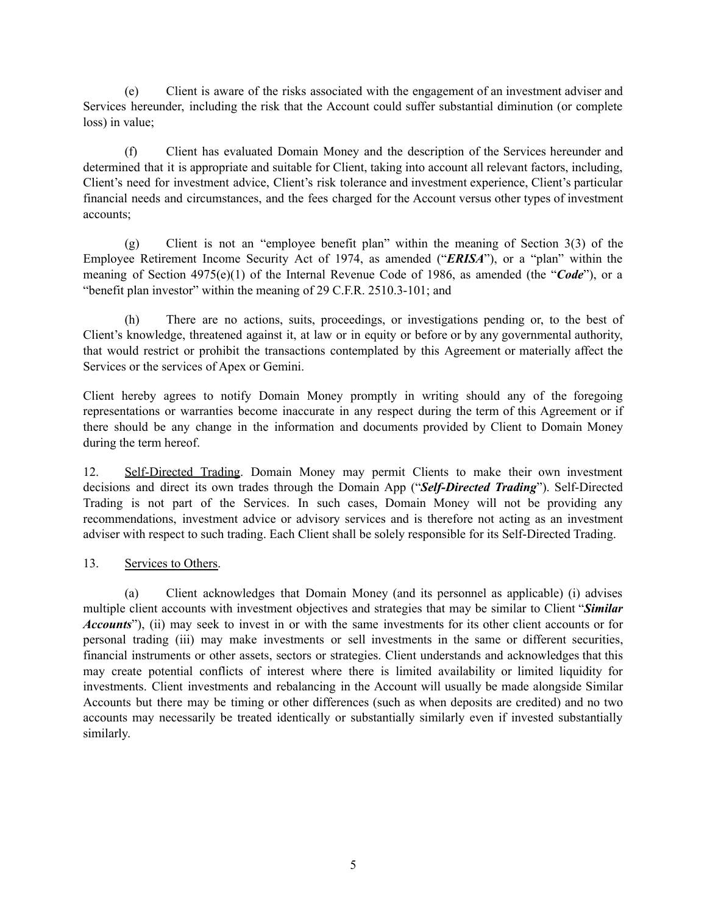(e) Client is aware of the risks associated with the engagement of an investment adviser and Services hereunder, including the risk that the Account could suffer substantial diminution (or complete loss) in value;

(f) Client has evaluated Domain Money and the description of the Services hereunder and determined that it is appropriate and suitable for Client, taking into account all relevant factors, including, Client's need for investment advice, Client's risk tolerance and investment experience, Client's particular financial needs and circumstances, and the fees charged for the Account versus other types of investment accounts;

(g) Client is not an "employee benefit plan" within the meaning of Section 3(3) of the Employee Retirement Income Security Act of 1974, as amended ("***ERISA***"), or a "plan" within the meaning of Section 4975(e)(1) of the Internal Revenue Code of 1986, as amended (the "***Code***"), or a "benefit plan investor" within the meaning of 29 C.F.R. 2510.3-101; and

(h) There are no actions, suits, proceedings, or investigations pending or, to the best of Client's knowledge, threatened against it, at law or in equity or before or by any governmental authority, that would restrict or prohibit the transactions contemplated by this Agreement or materially affect the Services or the services of Apex or Gemini.

Client hereby agrees to notify Domain Money promptly in writing should any of the foregoing representations or warranties become inaccurate in any respect during the term of this Agreement or if there should be any change in the information and documents provided by Client to Domain Money during the term hereof.

12. <u>Self-Directed Trading</u>. Domain Money may permit Clients to make their own investment decisions and direct its own trades through the Domain App ("***Self-Directed Trading***"). Self-Directed Trading is not part of the Services. In such cases, Domain Money will not be providing any recommendations, investment advice or advisory services and is therefore not acting as an investment adviser with respect to such trading. Each Client shall be solely responsible for its Self-Directed Trading.

13. <u>Services to Others</u>.

(a) Client acknowledges that Domain Money (and its personnel as applicable) (i) advises multiple client accounts with investment objectives and strategies that may be similar to Client "***Similar Accounts***"), (ii) may seek to invest in or with the same investments for its other client accounts or for personal trading (iii) may make investments or sell investments in the same or different securities, financial instruments or other assets, sectors or strategies. Client understands and acknowledges that this may create potential conflicts of interest where there is limited availability or limited liquidity for investments. Client investments and rebalancing in the Account will usually be made alongside Similar Accounts but there may be timing or other differences (such as when deposits are credited) and no two accounts may necessarily be treated identically or substantially similarly even if invested substantially similarly.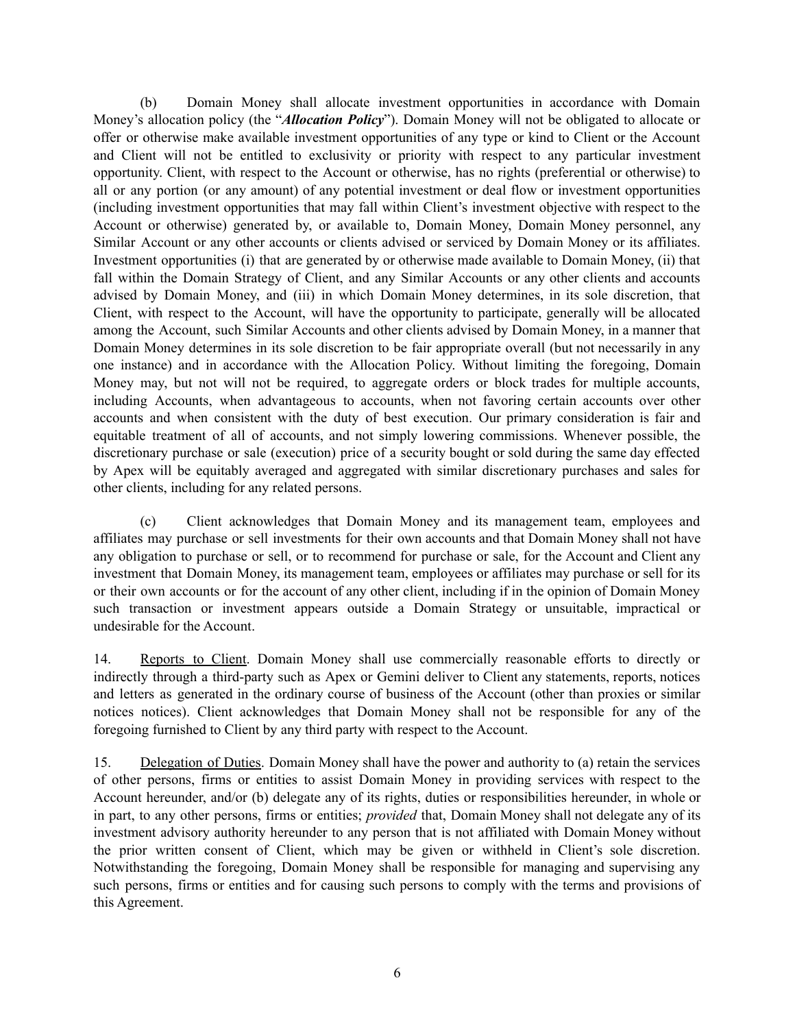(b) Domain Money shall allocate investment opportunities in accordance with Domain Money's allocation policy (the "***Allocation Policy***"). Domain Money will not be obligated to allocate or offer or otherwise make available investment opportunities of any type or kind to Client or the Account and Client will not be entitled to exclusivity or priority with respect to any particular investment opportunity. Client, with respect to the Account or otherwise, has no rights (preferential or otherwise) to all or any portion (or any amount) of any potential investment or deal flow or investment opportunities (including investment opportunities that may fall within Client's investment objective with respect to the Account or otherwise) generated by, or available to, Domain Money, Domain Money personnel, any Similar Account or any other accounts or clients advised or serviced by Domain Money or its affiliates. Investment opportunities (i) that are generated by or otherwise made available to Domain Money, (ii) that fall within the Domain Strategy of Client, and any Similar Accounts or any other clients and accounts advised by Domain Money, and (iii) in which Domain Money determines, in its sole discretion, that Client, with respect to the Account, will have the opportunity to participate, generally will be allocated among the Account, such Similar Accounts and other clients advised by Domain Money, in a manner that Domain Money determines in its sole discretion to be fair appropriate overall (but not necessarily in any one instance) and in accordance with the Allocation Policy. Without limiting the foregoing, Domain Money may, but not will not be required, to aggregate orders or block trades for multiple accounts, including Accounts, when advantageous to accounts, when not favoring certain accounts over other accounts and when consistent with the duty of best execution. Our primary consideration is fair and equitable treatment of all of accounts, and not simply lowering commissions. Whenever possible, the discretionary purchase or sale (execution) price of a security bought or sold during the same day effected by Apex will be equitably averaged and aggregated with similar discretionary purchases and sales for other clients, including for any related persons.

(c) Client acknowledges that Domain Money and its management team, employees and affiliates may purchase or sell investments for their own accounts and that Domain Money shall not have any obligation to purchase or sell, or to recommend for purchase or sale, for the Account and Client any investment that Domain Money, its management team, employees or affiliates may purchase or sell for its or their own accounts or for the account of any other client, including if in the opinion of Domain Money such transaction or investment appears outside a Domain Strategy or unsuitable, impractical or undesirable for the Account.

14. Reports to Client. Domain Money shall use commercially reasonable efforts to directly or indirectly through a third-party such as Apex or Gemini deliver to Client any statements, reports, notices and letters as generated in the ordinary course of business of the Account (other than proxies or similar notices notices). Client acknowledges that Domain Money shall not be responsible for any of the foregoing furnished to Client by any third party with respect to the Account.

15. Delegation of Duties. Domain Money shall have the power and authority to (a) retain the services of other persons, firms or entities to assist Domain Money in providing services with respect to the Account hereunder, and/or (b) delegate any of its rights, duties or responsibilities hereunder, in whole or in part, to any other persons, firms or entities; *provided* that, Domain Money shall not delegate any of its investment advisory authority hereunder to any person that is not affiliated with Domain Money without the prior written consent of Client, which may be given or withheld in Client's sole discretion. Notwithstanding the foregoing, Domain Money shall be responsible for managing and supervising any such persons, firms or entities and for causing such persons to comply with the terms and provisions of this Agreement.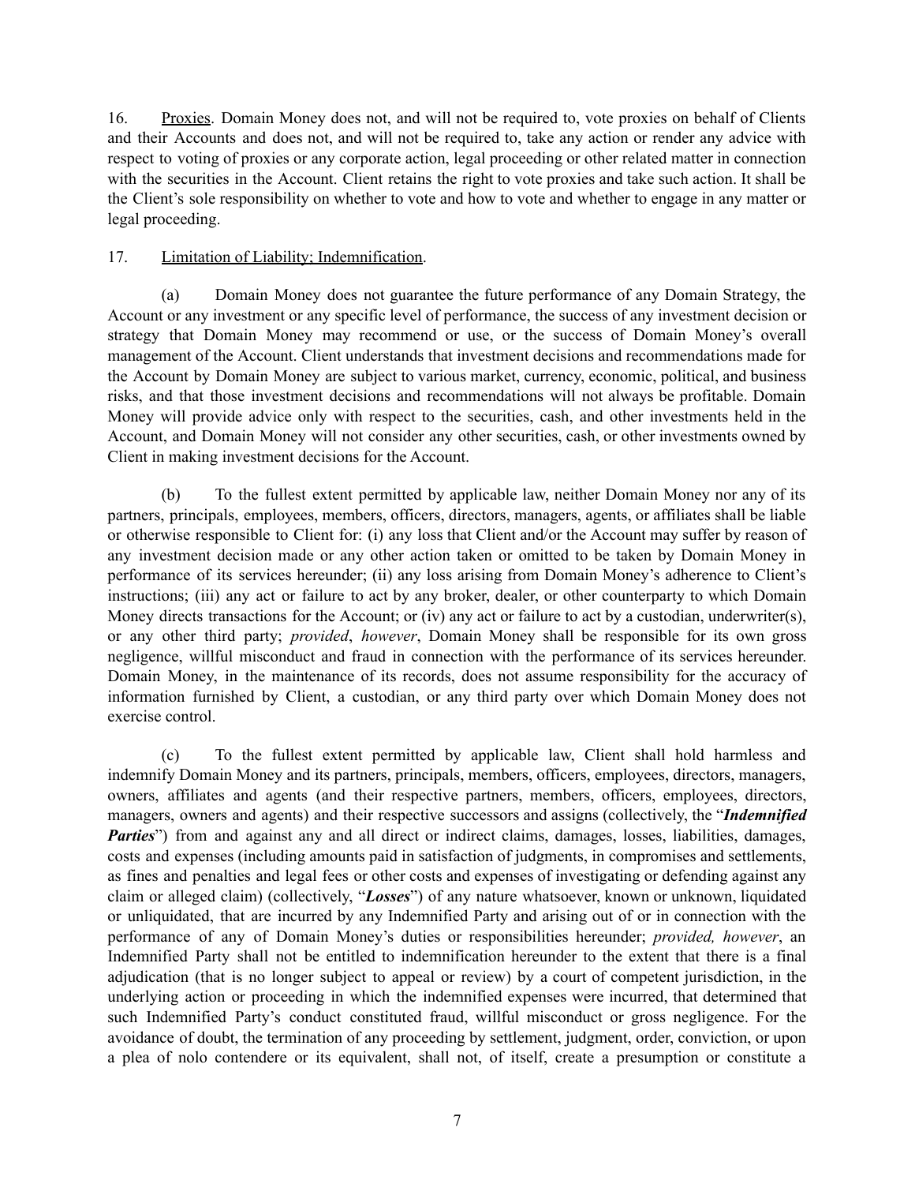16. Proxies. Domain Money does not, and will not be required to, vote proxies on behalf of Clients and their Accounts and does not, and will not be required to, take any action or render any advice with respect to voting of proxies or any corporate action, legal proceeding or other related matter in connection with the securities in the Account. Client retains the right to vote proxies and take such action. It shall be the Client's sole responsibility on whether to vote and how to vote and whether to engage in any matter or legal proceeding.

17. Limitation of Liability; Indemnification.

(a) Domain Money does not guarantee the future performance of any Domain Strategy, the Account or any investment or any specific level of performance, the success of any investment decision or strategy that Domain Money may recommend or use, or the success of Domain Money's overall management of the Account. Client understands that investment decisions and recommendations made for the Account by Domain Money are subject to various market, currency, economic, political, and business risks, and that those investment decisions and recommendations will not always be profitable. Domain Money will provide advice only with respect to the securities, cash, and other investments held in the Account, and Domain Money will not consider any other securities, cash, or other investments owned by Client in making investment decisions for the Account.

(b) To the fullest extent permitted by applicable law, neither Domain Money nor any of its partners, principals, employees, members, officers, directors, managers, agents, or affiliates shall be liable or otherwise responsible to Client for: (i) any loss that Client and/or the Account may suffer by reason of any investment decision made or any other action taken or omitted to be taken by Domain Money in performance of its services hereunder; (ii) any loss arising from Domain Money's adherence to Client's instructions; (iii) any act or failure to act by any broker, dealer, or other counterparty to which Domain Money directs transactions for the Account; or (iv) any act or failure to act by a custodian, underwriter(s), or any other third party; *provided*, *however*, Domain Money shall be responsible for its own gross negligence, willful misconduct and fraud in connection with the performance of its services hereunder. Domain Money, in the maintenance of its records, does not assume responsibility for the accuracy of information furnished by Client, a custodian, or any third party over which Domain Money does not exercise control.

(c) To the fullest extent permitted by applicable law, Client shall hold harmless and indemnify Domain Money and its partners, principals, members, officers, employees, directors, managers, owners, affiliates and agents (and their respective partners, members, officers, employees, directors, managers, owners and agents) and their respective successors and assigns (collectively, the "***Indemnified Parties***") from and against any and all direct or indirect claims, damages, losses, liabilities, damages, costs and expenses (including amounts paid in satisfaction of judgments, in compromises and settlements, as fines and penalties and legal fees or other costs and expenses of investigating or defending against any claim or alleged claim) (collectively, "***Losses***") of any nature whatsoever, known or unknown, liquidated or unliquidated, that are incurred by any Indemnified Party and arising out of or in connection with the performance of any of Domain Money's duties or responsibilities hereunder; *provided, however*, an Indemnified Party shall not be entitled to indemnification hereunder to the extent that there is a final adjudication (that is no longer subject to appeal or review) by a court of competent jurisdiction, in the underlying action or proceeding in which the indemnified expenses were incurred, that determined that such Indemnified Party's conduct constituted fraud, willful misconduct or gross negligence. For the avoidance of doubt, the termination of any proceeding by settlement, judgment, order, conviction, or upon a plea of nolo contendere or its equivalent, shall not, of itself, create a presumption or constitute a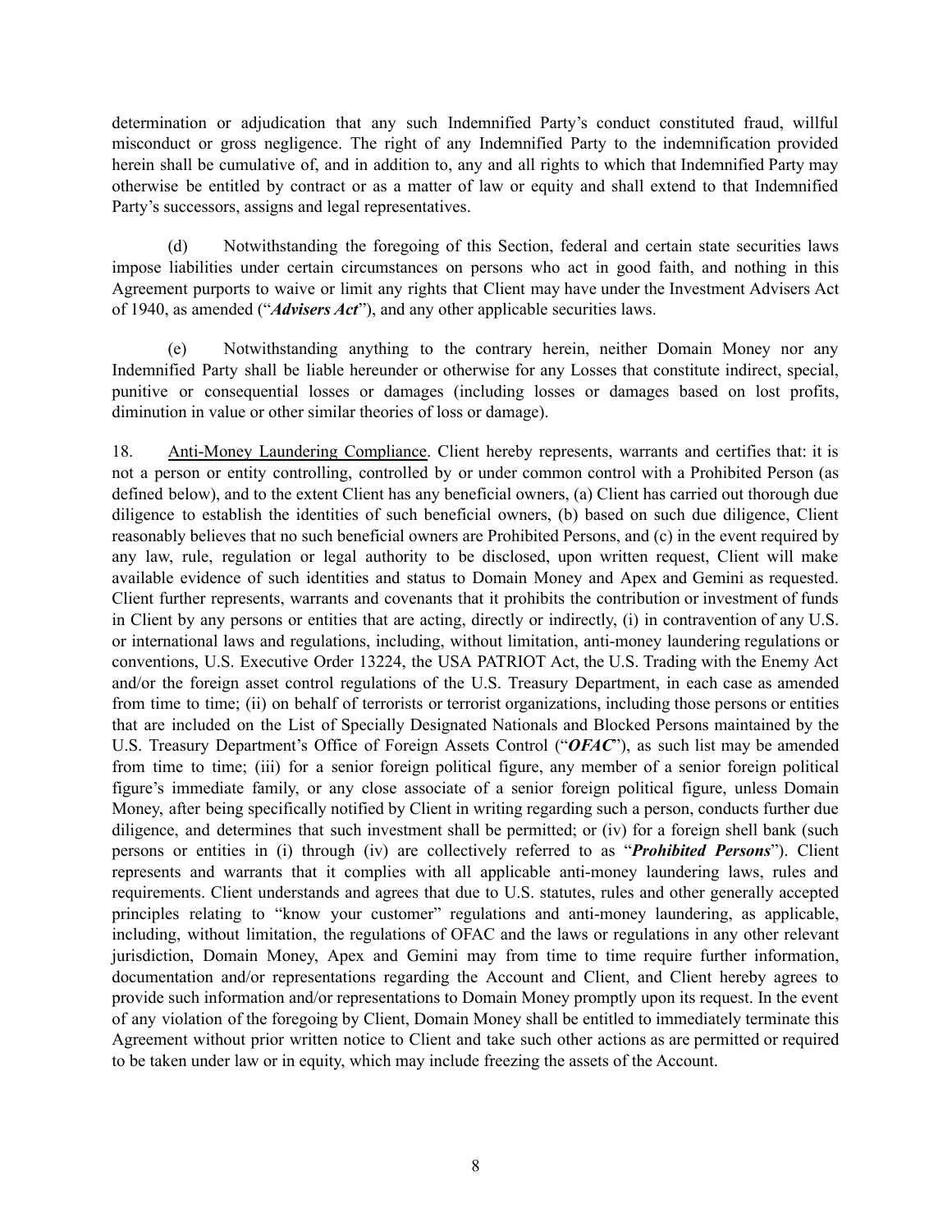determination or adjudication that any such Indemnified Party's conduct constituted fraud, willful misconduct or gross negligence. The right of any Indemnified Party to the indemnification provided herein shall be cumulative of, and in addition to, any and all rights to which that Indemnified Party may otherwise be entitled by contract or as a matter of law or equity and shall extend to that Indemnified Party's successors, assigns and legal representatives.

(d) Notwithstanding the foregoing of this Section, federal and certain state securities laws impose liabilities under certain circumstances on persons who act in good faith, and nothing in this Agreement purports to waive or limit any rights that Client may have under the Investment Advisers Act of 1940, as amended ("***Advisers Act***"), and any other applicable securities laws.

(e) Notwithstanding anything to the contrary herein, neither Domain Money nor any Indemnified Party shall be liable hereunder or otherwise for any Losses that constitute indirect, special, punitive or consequential losses or damages (including losses or damages based on lost profits, diminution in value or other similar theories of loss or damage).

18. Anti-Money Laundering Compliance. Client hereby represents, warrants and certifies that: it is not a person or entity controlling, controlled by or under common control with a Prohibited Person (as defined below), and to the extent Client has any beneficial owners, (a) Client has carried out thorough due diligence to establish the identities of such beneficial owners, (b) based on such due diligence, Client reasonably believes that no such beneficial owners are Prohibited Persons, and (c) in the event required by any law, rule, regulation or legal authority to be disclosed, upon written request, Client will make available evidence of such identities and status to Domain Money and Apex and Gemini as requested. Client further represents, warrants and covenants that it prohibits the contribution or investment of funds in Client by any persons or entities that are acting, directly or indirectly, (i) in contravention of any U.S. or international laws and regulations, including, without limitation, anti-money laundering regulations or conventions, U.S. Executive Order 13224, the USA PATRIOT Act, the U.S. Trading with the Enemy Act and/or the foreign asset control regulations of the U.S. Treasury Department, in each case as amended from time to time; (ii) on behalf of terrorists or terrorist organizations, including those persons or entities that are included on the List of Specially Designated Nationals and Blocked Persons maintained by the U.S. Treasury Department's Office of Foreign Assets Control ("***OFAC***"), as such list may be amended from time to time; (iii) for a senior foreign political figure, any member of a senior foreign political figure's immediate family, or any close associate of a senior foreign political figure, unless Domain Money, after being specifically notified by Client in writing regarding such a person, conducts further due diligence, and determines that such investment shall be permitted; or (iv) for a foreign shell bank (such persons or entities in (i) through (iv) are collectively referred to as "***Prohibited Persons***"). Client represents and warrants that it complies with all applicable anti-money laundering laws, rules and requirements. Client understands and agrees that due to U.S. statutes, rules and other generally accepted principles relating to "know your customer" regulations and anti-money laundering, as applicable, including, without limitation, the regulations of OFAC and the laws or regulations in any other relevant jurisdiction, Domain Money, Apex and Gemini may from time to time require further information, documentation and/or representations regarding the Account and Client, and Client hereby agrees to provide such information and/or representations to Domain Money promptly upon its request. In the event of any violation of the foregoing by Client, Domain Money shall be entitled to immediately terminate this Agreement without prior written notice to Client and take such other actions as are permitted or required to be taken under law or in equity, which may include freezing the assets of the Account.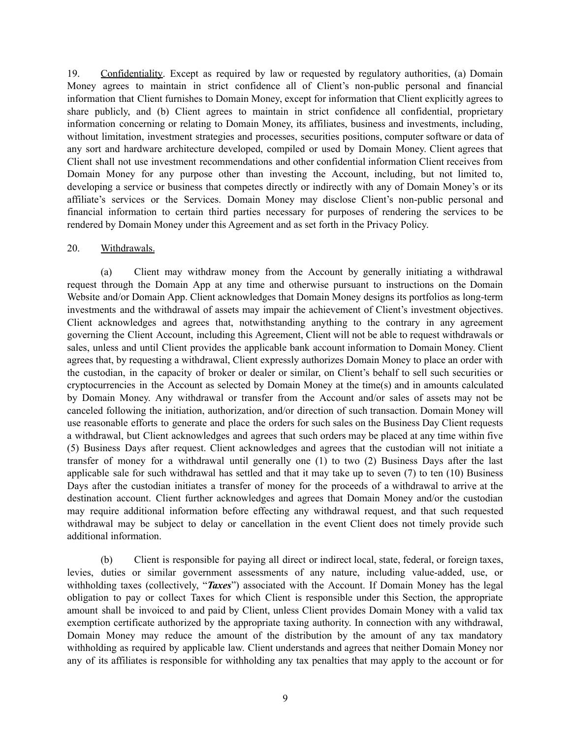19. Confidentiality. Except as required by law or requested by regulatory authorities, (a) Domain Money agrees to maintain in strict confidence all of Client's non-public personal and financial information that Client furnishes to Domain Money, except for information that Client explicitly agrees to share publicly, and (b) Client agrees to maintain in strict confidence all confidential, proprietary information concerning or relating to Domain Money, its affiliates, business and investments, including, without limitation, investment strategies and processes, securities positions, computer software or data of any sort and hardware architecture developed, compiled or used by Domain Money. Client agrees that Client shall not use investment recommendations and other confidential information Client receives from Domain Money for any purpose other than investing the Account, including, but not limited to, developing a service or business that competes directly or indirectly with any of Domain Money's or its affiliate's services or the Services. Domain Money may disclose Client's non-public personal and financial information to certain third parties necessary for purposes of rendering the services to be rendered by Domain Money under this Agreement and as set forth in the Privacy Policy.

20. Withdrawals.

(a) Client may withdraw money from the Account by generally initiating a withdrawal request through the Domain App at any time and otherwise pursuant to instructions on the Domain Website and/or Domain App. Client acknowledges that Domain Money designs its portfolios as long-term investments and the withdrawal of assets may impair the achievement of Client's investment objectives. Client acknowledges and agrees that, notwithstanding anything to the contrary in any agreement governing the Client Account, including this Agreement, Client will not be able to request withdrawals or sales, unless and until Client provides the applicable bank account information to Domain Money. Client agrees that, by requesting a withdrawal, Client expressly authorizes Domain Money to place an order with the custodian, in the capacity of broker or dealer or similar, on Client's behalf to sell such securities or cryptocurrencies in the Account as selected by Domain Money at the time(s) and in amounts calculated by Domain Money. Any withdrawal or transfer from the Account and/or sales of assets may not be canceled following the initiation, authorization, and/or direction of such transaction. Domain Money will use reasonable efforts to generate and place the orders for such sales on the Business Day Client requests a withdrawal, but Client acknowledges and agrees that such orders may be placed at any time within five (5) Business Days after request. Client acknowledges and agrees that the custodian will not initiate a transfer of money for a withdrawal until generally one (1) to two (2) Business Days after the last applicable sale for such withdrawal has settled and that it may take up to seven (7) to ten (10) Business Days after the custodian initiates a transfer of money for the proceeds of a withdrawal to arrive at the destination account. Client further acknowledges and agrees that Domain Money and/or the custodian may require additional information before effecting any withdrawal request, and that such requested withdrawal may be subject to delay or cancellation in the event Client does not timely provide such additional information.

(b) Client is responsible for paying all direct or indirect local, state, federal, or foreign taxes, levies, duties or similar government assessments of any nature, including value-added, use, or withholding taxes (collectively, "***Taxes***") associated with the Account. If Domain Money has the legal obligation to pay or collect Taxes for which Client is responsible under this Section, the appropriate amount shall be invoiced to and paid by Client, unless Client provides Domain Money with a valid tax exemption certificate authorized by the appropriate taxing authority. In connection with any withdrawal, Domain Money may reduce the amount of the distribution by the amount of any tax mandatory withholding as required by applicable law. Client understands and agrees that neither Domain Money nor any of its affiliates is responsible for withholding any tax penalties that may apply to the account or for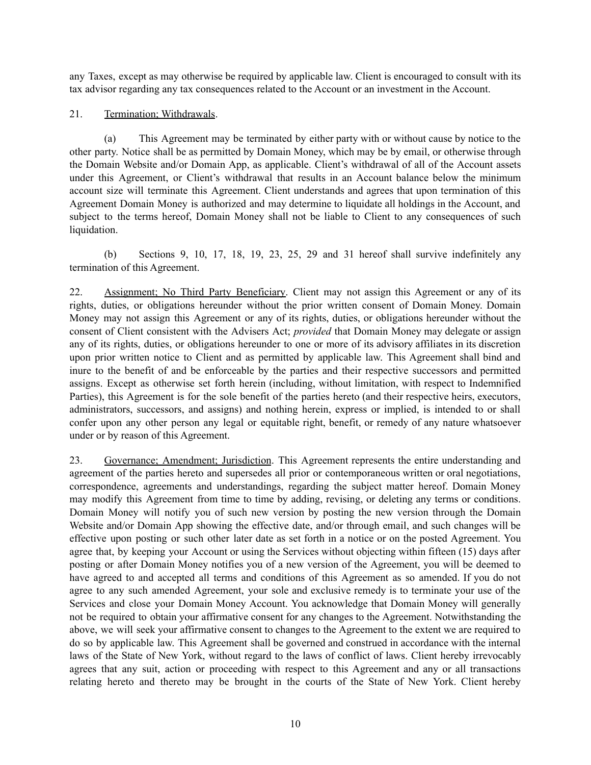any Taxes, except as may otherwise be required by applicable law. Client is encouraged to consult with its tax advisor regarding any tax consequences related to the Account or an investment in the Account.

21. Termination; Withdrawals.

(a) This Agreement may be terminated by either party with or without cause by notice to the other party. Notice shall be as permitted by Domain Money, which may be by email, or otherwise through the Domain Website and/or Domain App, as applicable. Client's withdrawal of all of the Account assets under this Agreement, or Client's withdrawal that results in an Account balance below the minimum account size will terminate this Agreement. Client understands and agrees that upon termination of this Agreement Domain Money is authorized and may determine to liquidate all holdings in the Account, and subject to the terms hereof, Domain Money shall not be liable to Client to any consequences of such liquidation.

(b) Sections 9, 10, 17, 18, 19, 23, 25, 29 and 31 hereof shall survive indefinitely any termination of this Agreement.

22. Assignment; No Third Party Beneficiary. Client may not assign this Agreement or any of its rights, duties, or obligations hereunder without the prior written consent of Domain Money. Domain Money may not assign this Agreement or any of its rights, duties, or obligations hereunder without the consent of Client consistent with the Advisers Act; *provided* that Domain Money may delegate or assign any of its rights, duties, or obligations hereunder to one or more of its advisory affiliates in its discretion upon prior written notice to Client and as permitted by applicable law. This Agreement shall bind and inure to the benefit of and be enforceable by the parties and their respective successors and permitted assigns. Except as otherwise set forth herein (including, without limitation, with respect to Indemnified Parties), this Agreement is for the sole benefit of the parties hereto (and their respective heirs, executors, administrators, successors, and assigns) and nothing herein, express or implied, is intended to or shall confer upon any other person any legal or equitable right, benefit, or remedy of any nature whatsoever under or by reason of this Agreement.

23. Governance; Amendment; Jurisdiction. This Agreement represents the entire understanding and agreement of the parties hereto and supersedes all prior or contemporaneous written or oral negotiations, correspondence, agreements and understandings, regarding the subject matter hereof. Domain Money may modify this Agreement from time to time by adding, revising, or deleting any terms or conditions. Domain Money will notify you of such new version by posting the new version through the Domain Website and/or Domain App showing the effective date, and/or through email, and such changes will be effective upon posting or such other later date as set forth in a notice or on the posted Agreement. You agree that, by keeping your Account or using the Services without objecting within fifteen (15) days after posting or after Domain Money notifies you of a new version of the Agreement, you will be deemed to have agreed to and accepted all terms and conditions of this Agreement as so amended. If you do not agree to any such amended Agreement, your sole and exclusive remedy is to terminate your use of the Services and close your Domain Money Account. You acknowledge that Domain Money will generally not be required to obtain your affirmative consent for any changes to the Agreement. Notwithstanding the above, we will seek your affirmative consent to changes to the Agreement to the extent we are required to do so by applicable law. This Agreement shall be governed and construed in accordance with the internal laws of the State of New York, without regard to the laws of conflict of laws. Client hereby irrevocably agrees that any suit, action or proceeding with respect to this Agreement and any or all transactions relating hereto and thereto may be brought in the courts of the State of New York. Client hereby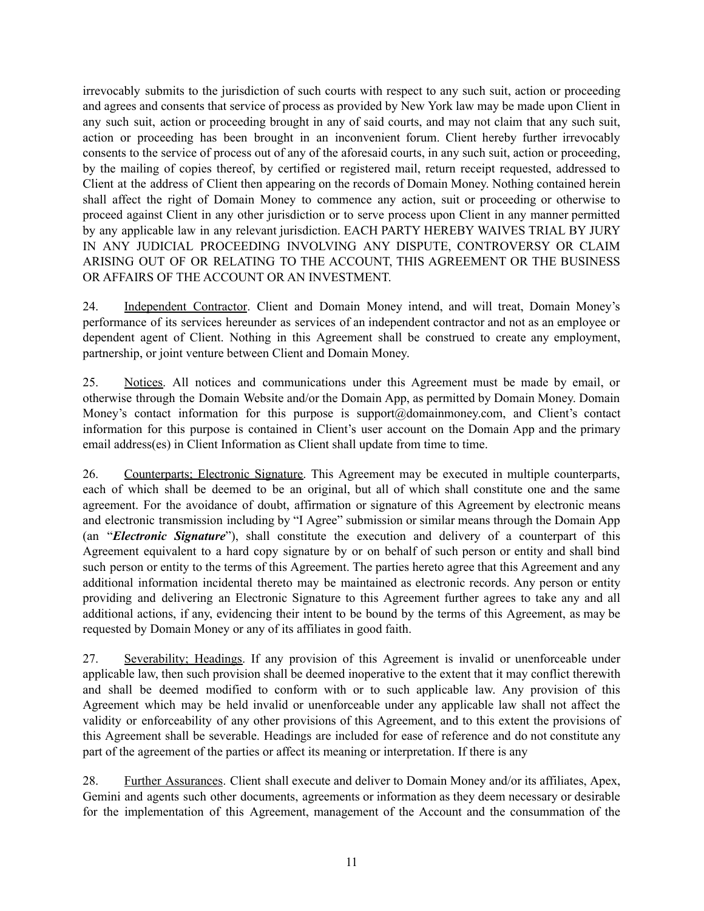irrevocably submits to the jurisdiction of such courts with respect to any such suit, action or proceeding and agrees and consents that service of process as provided by New York law may be made upon Client in any such suit, action or proceeding brought in any of said courts, and may not claim that any such suit, action or proceeding has been brought in an inconvenient forum. Client hereby further irrevocably consents to the service of process out of any of the aforesaid courts, in any such suit, action or proceeding, by the mailing of copies thereof, by certified or registered mail, return receipt requested, addressed to Client at the address of Client then appearing on the records of Domain Money. Nothing contained herein shall affect the right of Domain Money to commence any action, suit or proceeding or otherwise to proceed against Client in any other jurisdiction or to serve process upon Client in any manner permitted by any applicable law in any relevant jurisdiction. EACH PARTY HEREBY WAIVES TRIAL BY JURY IN ANY JUDICIAL PROCEEDING INVOLVING ANY DISPUTE, CONTROVERSY OR CLAIM ARISING OUT OF OR RELATING TO THE ACCOUNT, THIS AGREEMENT OR THE BUSINESS OR AFFAIRS OF THE ACCOUNT OR AN INVESTMENT.

24. Independent Contractor. Client and Domain Money intend, and will treat, Domain Money's performance of its services hereunder as services of an independent contractor and not as an employee or dependent agent of Client. Nothing in this Agreement shall be construed to create any employment, partnership, or joint venture between Client and Domain Money.

25. Notices. All notices and communications under this Agreement must be made by email, or otherwise through the Domain Website and/or the Domain App, as permitted by Domain Money. Domain Money's contact information for this purpose is support@domainmoney.com, and Client's contact information for this purpose is contained in Client's user account on the Domain App and the primary email address(es) in Client Information as Client shall update from time to time.

26. Counterparts; Electronic Signature. This Agreement may be executed in multiple counterparts, each of which shall be deemed to be an original, but all of which shall constitute one and the same agreement. For the avoidance of doubt, affirmation or signature of this Agreement by electronic means and electronic transmission including by "I Agree" submission or similar means through the Domain App (an "***Electronic Signature***"), shall constitute the execution and delivery of a counterpart of this Agreement equivalent to a hard copy signature by or on behalf of such person or entity and shall bind such person or entity to the terms of this Agreement. The parties hereto agree that this Agreement and any additional information incidental thereto may be maintained as electronic records. Any person or entity providing and delivering an Electronic Signature to this Agreement further agrees to take any and all additional actions, if any, evidencing their intent to be bound by the terms of this Agreement, as may be requested by Domain Money or any of its affiliates in good faith.

27. Severability; Headings. If any provision of this Agreement is invalid or unenforceable under applicable law, then such provision shall be deemed inoperative to the extent that it may conflict therewith and shall be deemed modified to conform with or to such applicable law. Any provision of this Agreement which may be held invalid or unenforceable under any applicable law shall not affect the validity or enforceability of any other provisions of this Agreement, and to this extent the provisions of this Agreement shall be severable. Headings are included for ease of reference and do not constitute any part of the agreement of the parties or affect its meaning or interpretation. If there is any

28. Further Assurances. Client shall execute and deliver to Domain Money and/or its affiliates, Apex, Gemini and agents such other documents, agreements or information as they deem necessary or desirable for the implementation of this Agreement, management of the Account and the consummation of the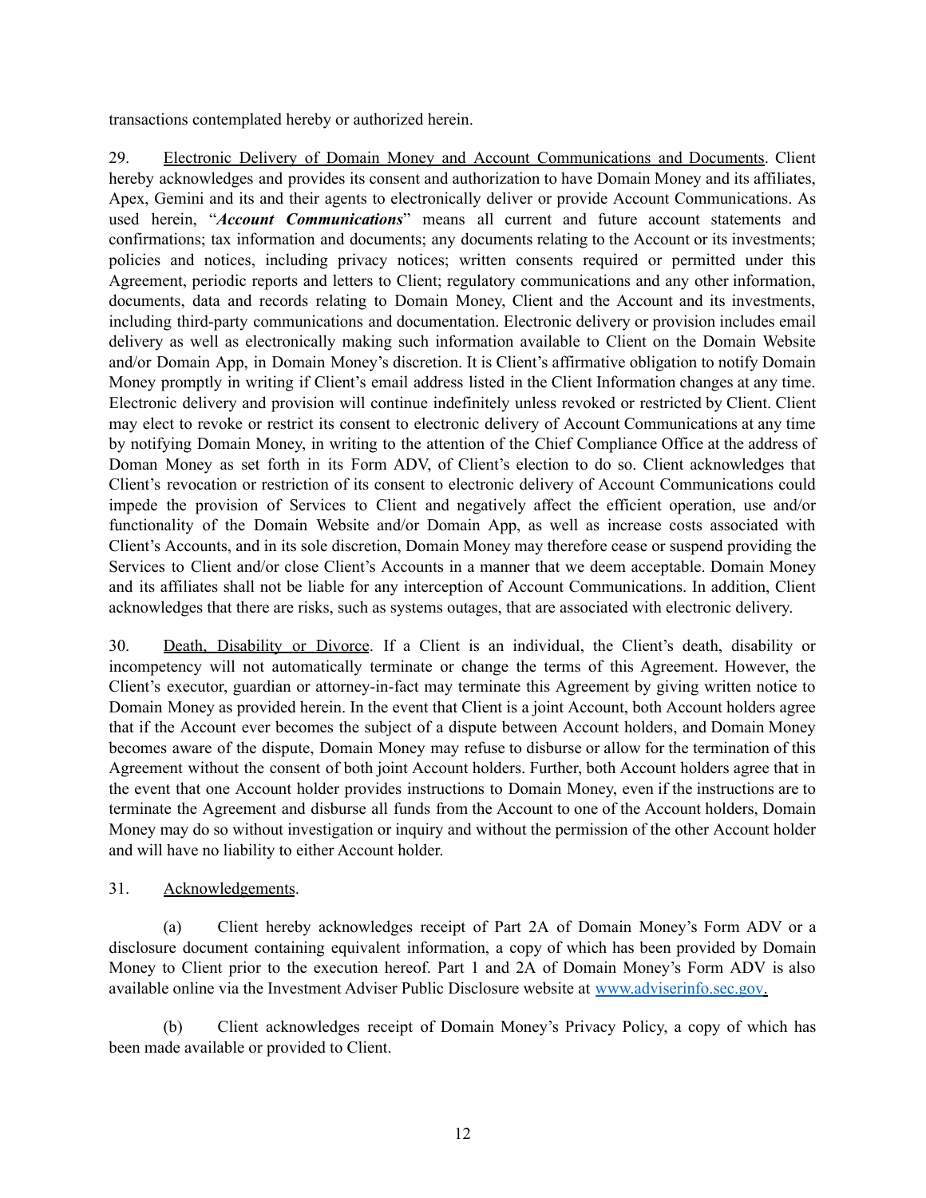transactions contemplated hereby or authorized herein.

29. Electronic Delivery of Domain Money and Account Communications and Documents. Client hereby acknowledges and provides its consent and authorization to have Domain Money and its affiliates, Apex, Gemini and its and their agents to electronically deliver or provide Account Communications. As used herein, "***Account Communications***" means all current and future account statements and confirmations; tax information and documents; any documents relating to the Account or its investments; policies and notices, including privacy notices; written consents required or permitted under this Agreement, periodic reports and letters to Client; regulatory communications and any other information, documents, data and records relating to Domain Money, Client and the Account and its investments, including third-party communications and documentation. Electronic delivery or provision includes email delivery as well as electronically making such information available to Client on the Domain Website and/or Domain App, in Domain Money's discretion. It is Client's affirmative obligation to notify Domain Money promptly in writing if Client's email address listed in the Client Information changes at any time. Electronic delivery and provision will continue indefinitely unless revoked or restricted by Client. Client may elect to revoke or restrict its consent to electronic delivery of Account Communications at any time by notifying Domain Money, in writing to the attention of the Chief Compliance Office at the address of Doman Money as set forth in its Form ADV, of Client's election to do so. Client acknowledges that Client's revocation or restriction of its consent to electronic delivery of Account Communications could impede the provision of Services to Client and negatively affect the efficient operation, use and/or functionality of the Domain Website and/or Domain App, as well as increase costs associated with Client's Accounts, and in its sole discretion, Domain Money may therefore cease or suspend providing the Services to Client and/or close Client's Accounts in a manner that we deem acceptable. Domain Money and its affiliates shall not be liable for any interception of Account Communications. In addition, Client acknowledges that there are risks, such as systems outages, that are associated with electronic delivery.

30. Death, Disability or Divorce. If a Client is an individual, the Client's death, disability or incompetency will not automatically terminate or change the terms of this Agreement. However, the Client's executor, guardian or attorney-in-fact may terminate this Agreement by giving written notice to Domain Money as provided herein. In the event that Client is a joint Account, both Account holders agree that if the Account ever becomes the subject of a dispute between Account holders, and Domain Money becomes aware of the dispute, Domain Money may refuse to disburse or allow for the termination of this Agreement without the consent of both joint Account holders. Further, both Account holders agree that in the event that one Account holder provides instructions to Domain Money, even if the instructions are to terminate the Agreement and disburse all funds from the Account to one of the Account holders, Domain Money may do so without investigation or inquiry and without the permission of the other Account holder and will have no liability to either Account holder.

31. Acknowledgements.

(a) Client hereby acknowledges receipt of Part 2A of Domain Money's Form ADV or a disclosure document containing equivalent information, a copy of which has been provided by Domain Money to Client prior to the execution hereof. Part 1 and 2A of Domain Money's Form ADV is also available online via the Investment Adviser Public Disclosure website at www.adviserinfo.sec.gov.

(b) Client acknowledges receipt of Domain Money's Privacy Policy, a copy of which has been made available or provided to Client.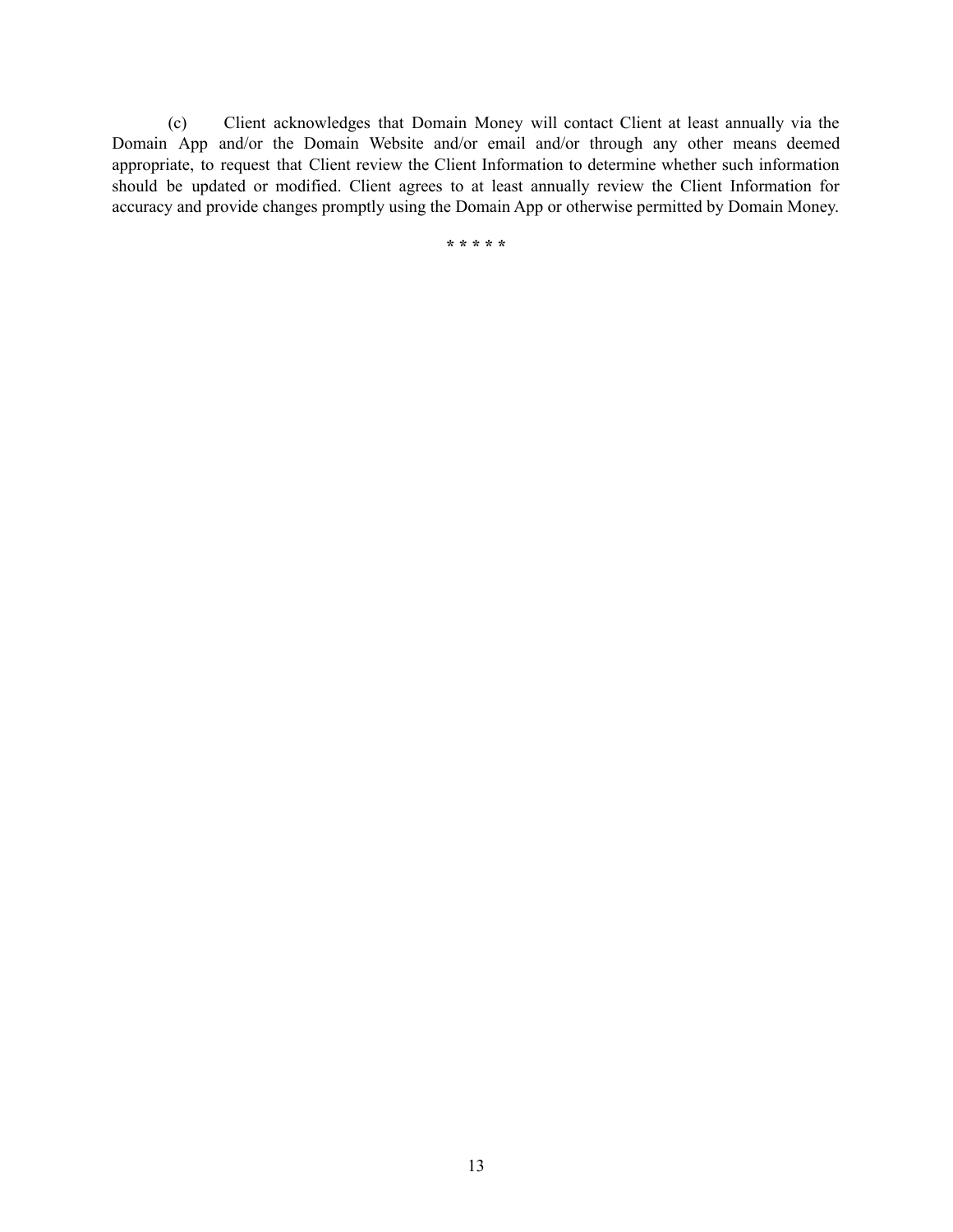(c) Client acknowledges that Domain Money will contact Client at least annually via the Domain App and/or the Domain Website and/or email and/or through any other means deemed appropriate, to request that Client review the Client Information to determine whether such information should be updated or modified. Client agrees to at least annually review the Client Information for accuracy and provide changes promptly using the Domain App or otherwise permitted by Domain Money.

* * * * *